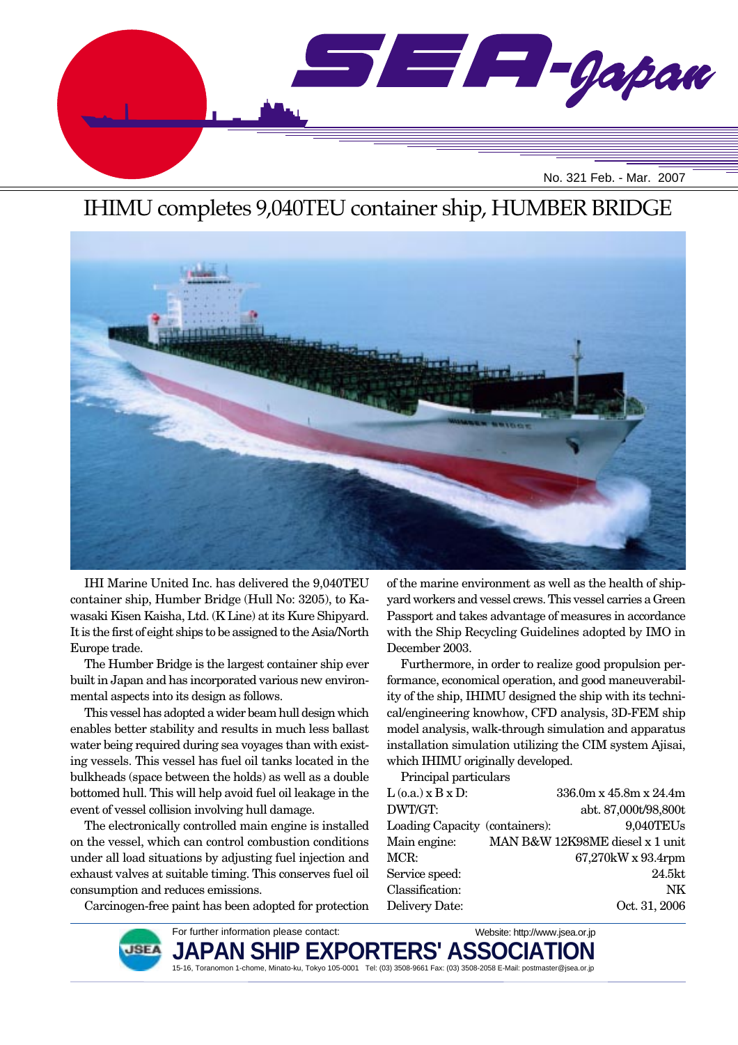# SEA-Japan

No. 321 Feb. - Mar. 2007

## IHIMU completes 9,040TEU container ship, HUMBER BRIDGE

IHI Marine United Inc. has delivered the 9,040TEU container ship, Humber Bridge (Hull No: 3205), to Kawasaki Kisen Kaisha, Ltd. (K Line) at its Kure Shipyard. It is the first of eight ships to be assigned to the Asia/North Europe trade.

The Humber Bridge is the largest container ship ever built in Japan and has incorporated various new environmental aspects into its design as follows.

This vessel has adopted a wider beam hull design which enables better stability and results in much less ballast water being required during sea voyages than with existing vessels. This vessel has fuel oil tanks located in the bulkheads (space between the holds) as well as a double bottomed hull. This will help avoid fuel oil leakage in the event of vessel collision involving hull damage.

The electronically controlled main engine is installed on the vessel, which can control combustion conditions under all load situations by adjusting fuel injection and exhaust valves at suitable timing. This conserves fuel oil consumption and reduces emissions.

Carcinogen-free paint has been adopted for protection of the marine environment as well as the health of shipyard workers and vessel crews. This vessel carries a Green Passport and takes advantage of measures in accordance with the Ship Recycling Guidelines adopted by IMO in December 2003.

Furthermore, in order to realize good propulsion performance, economical operation, and good maneuverability of the ship, IHIMU designed the ship with its technical/engineering knowhow, CFD analysis, 3D-FEM ship model analysis, walk-through simulation and apparatus installation simulation utilizing the CIM system Ajisai, which IHIMU originally developed.

Principal particulars

| | |
|---|---|
| L (o.a.) x B x D: | 336.0m x 45.8m x 24.4m |
| DWT/GT: | abt. 87,000t/98,800t |
| Loading Capacity (containers): | 9,040TEUs |
| Main engine: | MAN B&W 12K98ME diesel x 1 unit |
| MCR: | 67,270kW x 93.4rpm |
| Service speed: | 24.5kt |
| Classification: | NK |
| Delivery Date: | Oct. 31, 2006 |

For further information please contact:

Website: http://www.jsea.or.jp

**JAPAN SHIP EXPORTERS' ASSOCIATION**

15-16, Toranomon 1-chome, Minato-ku, Tokyo 105-0001 Tel: (03) 3508-9661 Fax: (03) 3508-2058 E-Mail: postmaster@jsea.or.jp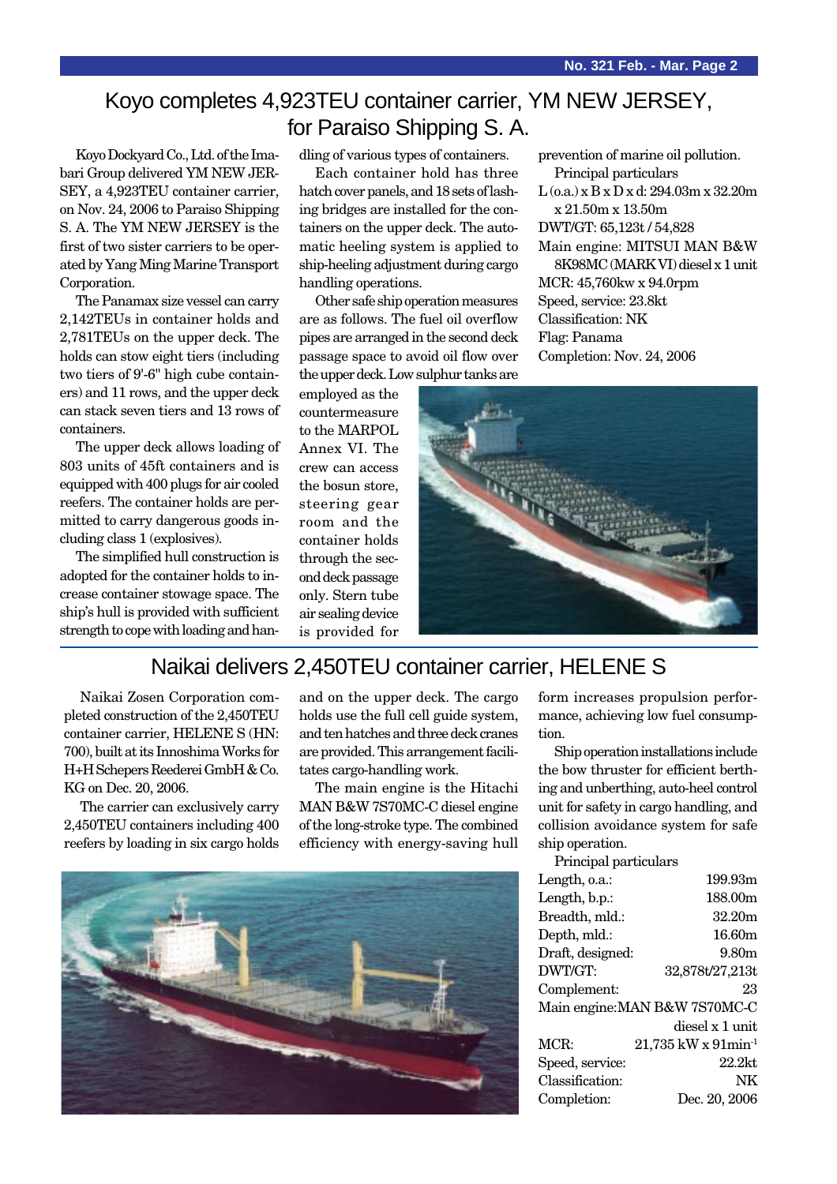# Koyo completes 4,923TEU container carrier, YM NEW JERSEY, for Paraiso Shipping S. A.

Koyo Dockyard Co., Ltd. of the Imabari Group delivered YM NEW JERSEY, a 4,923TEU container carrier, on Nov. 24, 2006 to Paraiso Shipping S. A. The YM NEW JERSEY is the first of two sister carriers to be operated by Yang Ming Marine Transport Corporation.

The Panamax size vessel can carry 2,142TEUs in container holds and 2,781TEUs on the upper deck. The holds can stow eight tiers (including two tiers of 9'-6" high cube containers) and 11 rows, and the upper deck can stack seven tiers and 13 rows of containers.

The upper deck allows loading of 803 units of 45ft containers and is equipped with 400 plugs for air cooled reefers. The container holds are permitted to carry dangerous goods including class 1 (explosives).

The simplified hull construction is adopted for the container holds to increase container stowage space. The ship's hull is provided with sufficient strength to cope with loading and handling of various types of containers.

Each container hold has three hatch cover panels, and 18 sets of lashing bridges are installed for the containers on the upper deck. The automatic heeling system is applied to ship-heeling adjustment during cargo handling operations.

Other safe ship operation measures are as follows. The fuel oil overflow pipes are arranged in the second deck passage space to avoid oil flow over the upper deck. Low sulphur tanks are employed as the countermeasure to the MARPOL Annex VI. The crew can access the bosun store, steering gear room and the container holds through the second deck passage only. Stern tube air sealing device is provided for prevention of marine oil pollution.

Principal particulars

L (o.a.) x B x D x d: 294.03m x 32.20m x 21.50m x 13.50m
DWT/GT: 65,123t / 54,828
Main engine: MITSUI MAN B&W 8K98MC (MARK VI) diesel x 1 unit
MCR: 45,760kw x 94.0rpm
Speed, service: 23.8kt
Classification: NK
Flag: Panama
Completion: Nov. 24, 2006

# Naikai delivers 2,450TEU container carrier, HELENE S

Naikai Zosen Corporation completed construction of the 2,450TEU container carrier, HELENE S (HN: 700), built at its Innoshima Works for H+H Schepers Reederei GmbH & Co. KG on Dec. 20, 2006.

The carrier can exclusively carry 2,450TEU containers including 400 reefers by loading in six cargo holds and on the upper deck. The cargo holds use the full cell guide system, and ten hatches and three deck cranes are provided. This arrangement facilitates cargo-handling work.

The main engine is the Hitachi MAN B&W 7S70MC-C diesel engine of the long-stroke type. The combined efficiency with energy-saving hull form increases propulsion performance, achieving low fuel consumption.

Ship operation installations include the bow thruster for efficient berthing and unberthing, auto-heel control unit for safety in cargo handling, and collision avoidance system for safe ship operation.

Principal particulars

| | |
|---|---|
| Length, o.a.: | 199.93m |
| Length, b.p.: | 188.00m |
| Breadth, mld.: | 32.20m |
| Depth, mld.: | 16.60m |
| Draft, designed: | 9.80m |
| DWT/GT: | 32,878t/27,213t |
| Complement: | 23 |
| Main engine: | MAN B&W 7S70MC-C diesel x 1 unit |
| MCR: | 21,735 kW x 91min$^{-1}$ |
| Speed, service: | 22.2kt |
| Classification: | NK |
| Completion: | Dec. 20, 2006 |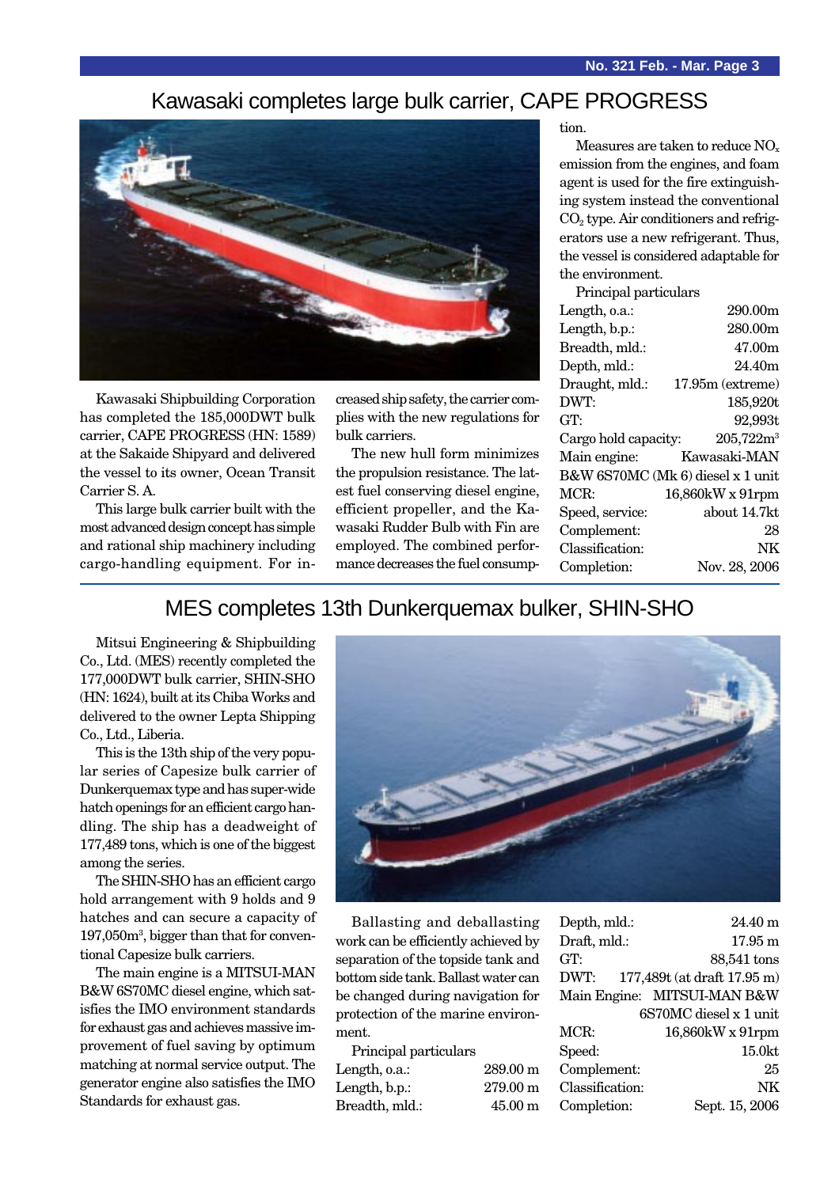# Kawasaki completes large bulk carrier, CAPE PROGRESS

Kawasaki Shipbuilding Corporation has completed the 185,000DWT bulk carrier, CAPE PROGRESS (HN: 1589) at the Sakaide Shipyard and delivered the vessel to its owner, Ocean Transit Carrier S. A.

This large bulk carrier built with the most advanced design concept has simple and rational ship machinery including cargo-handling equipment. For increased ship safety, the carrier complies with the new regulations for bulk carriers.

The new hull form minimizes the propulsion resistance. The latest fuel conserving diesel engine, efficient propeller, and the Kawasaki Rudder Bulb with Fin are employed. The combined performance decreases the fuel consumption.

Measures are taken to reduce $NO_x$ emission from the engines, and foam agent is used for the fire extinguishing system instead the conventional $CO_2$ type. Air conditioners and refrigerators use a new refrigerant. Thus, the vessel is considered adaptable for the environment.

Principal particulars

| | |
|---|---|
| Length, o.a.: | 290.00m |
| Length, b.p.: | 280.00m |
| Breadth, mld.: | 47.00m |
| Depth, mld.: | 24.40m |
| Draught, mld.: | 17.95m (extreme) |
| DWT: | 185,920t |
| GT: | 92,993t |
| Cargo hold capacity: | 205,722m³ |
| Main engine: | Kawasaki-MAN B&W 6S70MC (Mk 6) diesel x 1 unit |
| MCR: | 16,860kW x 91rpm |
| Speed, service: | about 14.7kt |
| Complement: | 28 |
| Classification: | NK |
| Completion: | Nov. 28, 2006 |

# MES completes 13th Dunkerquemax bulker, SHIN-SHO

Mitsui Engineering & Shipbuilding Co., Ltd. (MES) recently completed the 177,000DWT bulk carrier, SHIN-SHO (HN: 1624), built at its Chiba Works and delivered to the owner Lepta Shipping Co., Ltd., Liberia.

This is the 13th ship of the very popular series of Capesize bulk carrier of Dunkerquemax type and has super-wide hatch openings for an efficient cargo handling. The ship has a deadweight of 177,489 tons, which is one of the biggest among the series.

The SHIN-SHO has an efficient cargo hold arrangement with 9 holds and 9 hatches and can secure a capacity of 197,050m³, bigger than that for conventional Capesize bulk carriers.

The main engine is a MITSUI-MAN B&W 6S70MC diesel engine, which satisfies the IMO environment standards for exhaust gas and achieves massive improvement of fuel saving by optimum matching at normal service output. The generator engine also satisfies the IMO Standards for exhaust gas.

Ballasting and deballasting work can be efficiently achieved by separation of the topside tank and bottom side tank. Ballast water can be changed during navigation for protection of the marine environment.

Principal particulars

| | |
|---|---|
| Length, o.a.: | 289.00 m |
| Length, b.p.: | 279.00 m |
| Breadth, mld.: | 45.00 m |
| Depth, mld.: | 24.40 m |
| Draft, mld.: | 17.95 m |
| GT: | 88,541 tons |
| DWT: | 177,489t (at draft 17.95 m) |
| Main Engine: | MITSUI-MAN B&W 6S70MC diesel x 1 unit |
| MCR: | 16,860kW x 91rpm |
| Speed: | 15.0kt |
| Complement: | 25 |
| Classification: | NK |
| Completion: | Sept. 15, 2006 |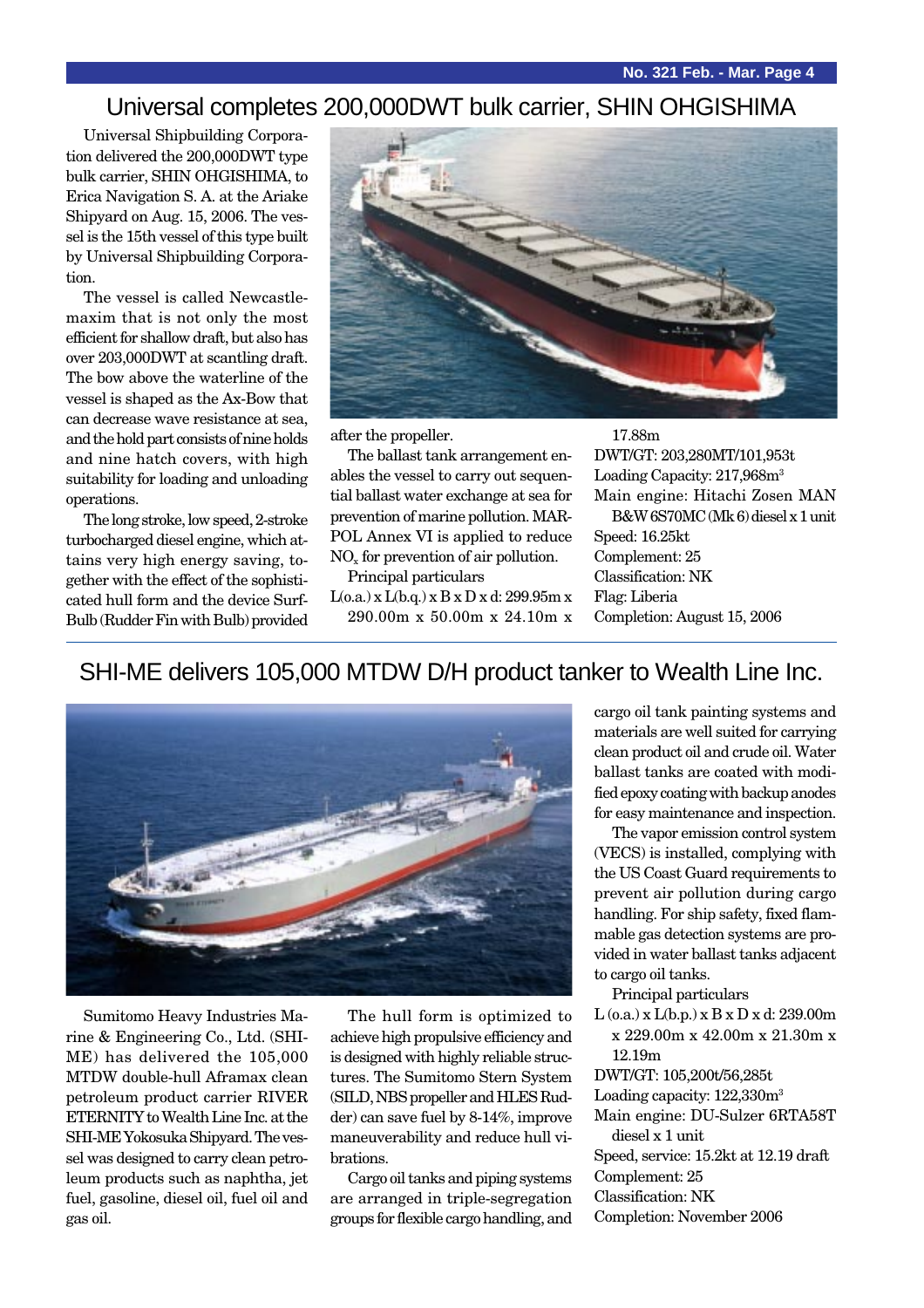# Universal completes 200,000DWT bulk carrier, SHIN OHGISHIMA

Universal Shipbuilding Corporation delivered the 200,000DWT type bulk carrier, SHIN OHGISHIMA, to Erica Navigation S. A. at the Ariake Shipyard on Aug. 15, 2006. The vessel is the 15th vessel of this type built by Universal Shipbuilding Corporation.

The vessel is called Newcastlemaxim that is not only the most efficient for shallow draft, but also has over 203,000DWT at scantling draft. The bow above the waterline of the vessel is shaped as the Ax-Bow that can decrease wave resistance at sea, and the hold part consists of nine holds and nine hatch covers, with high suitability for loading and unloading operations.

The long stroke, low speed, 2-stroke turbocharged diesel engine, which attains very high energy saving, together with the effect of the sophisticated hull form and the device Surf-Bulb (Rudder Fin with Bulb) provided after the propeller.

The ballast tank arrangement enables the vessel to carry out sequential ballast water exchange at sea for prevention of marine pollution. MARPOL Annex VI is applied to reduce $NO_x$ for prevention of air pollution.

Principal particulars

L(o.a.) x L(b.q.) x B x D x d: 299.95m x 290.00m x 50.00m x 24.10m x 17.88m
DWT/GT: 203,280MT/101,953t
Loading Capacity: 217,968m$^3$
Main engine: Hitachi Zosen MAN B&W 6S70MC (Mk 6) diesel x 1 unit
Speed: 16.25kt
Complement: 25
Classification: NK
Flag: Liberia
Completion: August 15, 2006

# SHI-ME delivers 105,000 MTDW D/H product tanker to Wealth Line Inc.

Sumitomo Heavy Industries Marine & Engineering Co., Ltd. (SHI-ME) has delivered the 105,000 MTDW double-hull Aframax clean petroleum product carrier RIVER ETERNITY to Wealth Line Inc. at the SHI-ME Yokosuka Shipyard. The vessel was designed to carry clean petroleum products such as naphtha, jet fuel, gasoline, diesel oil, fuel oil and gas oil.

The hull form is optimized to achieve high propulsive efficiency and is designed with highly reliable structures. The Sumitomo Stern System (SILD, NBS propeller and HLES Rudder) can save fuel by 8-14%, improve maneuverability and reduce hull vibrations.

Cargo oil tanks and piping systems are arranged in triple-segregation groups for flexible cargo handling, and cargo oil tank painting systems and materials are well suited for carrying clean product oil and crude oil. Water ballast tanks are coated with modified epoxy coating with backup anodes for easy maintenance and inspection.

The vapor emission control system (VECS) is installed, complying with the US Coast Guard requirements to prevent air pollution during cargo handling. For ship safety, fixed flammable gas detection systems are provided in water ballast tanks adjacent to cargo oil tanks.

Principal particulars

L (o.a.) x L(b.p.) x B x D x d: 239.00m x 229.00m x 42.00m x 21.30m x 12.19m
DWT/GT: 105,200t/56,285t
Loading capacity: 122,330m$^3$
Main engine: DU-Sulzer 6RTA58T diesel x 1 unit
Speed, service: 15.2kt at 12.19 draft
Complement: 25
Classification: NK
Completion: November 2006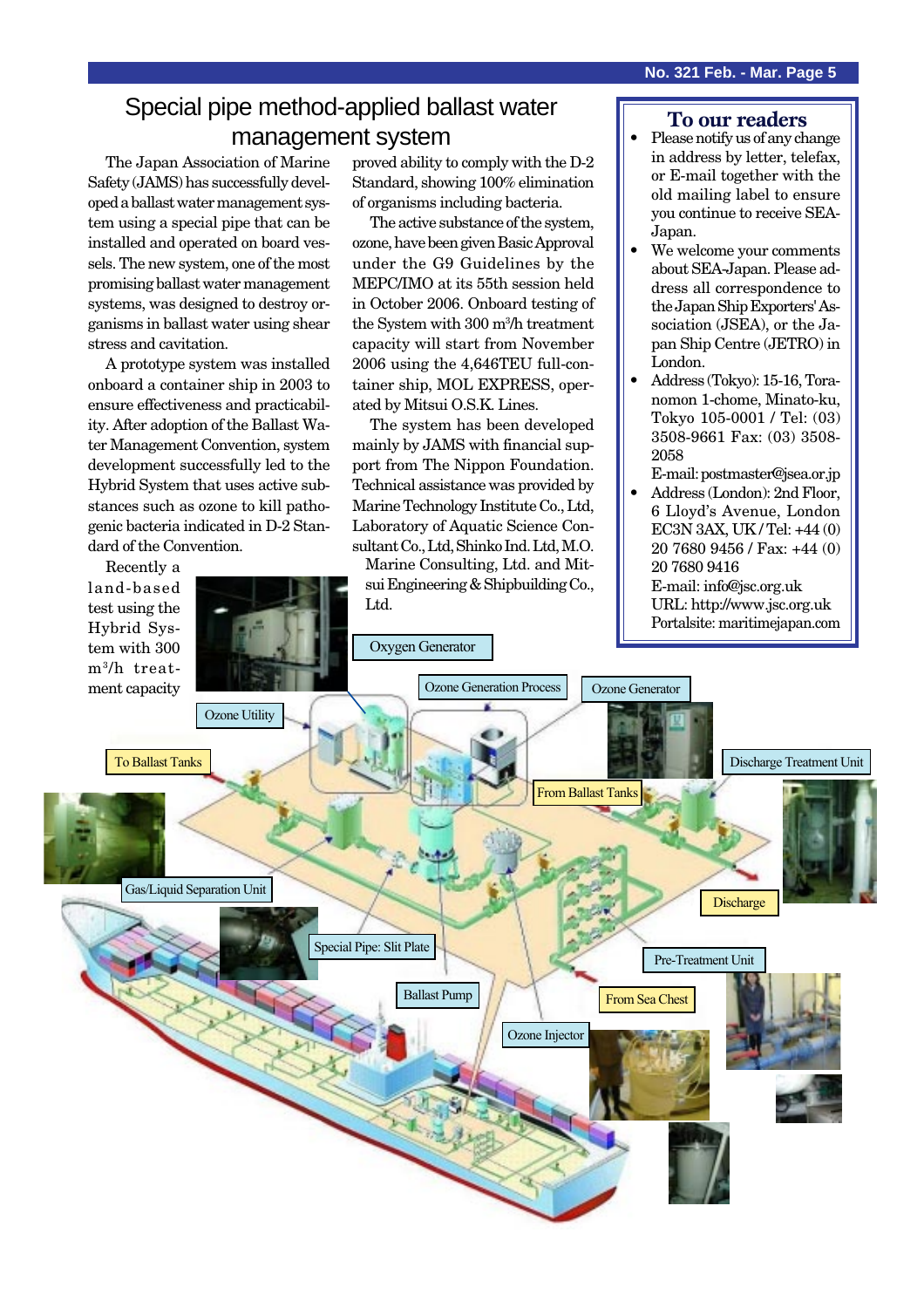# Special pipe method-applied ballast water management system

The Japan Association of Marine Safety (JAMS) has successfully developed a ballast water management system using a special pipe that can be installed and operated on board vessels. The new system, one of the most promising ballast water management systems, was designed to destroy organisms in ballast water using shear stress and cavitation.

A prototype system was installed onboard a container ship in 2003 to ensure effectiveness and practicability. After adoption of the Ballast Water Management Convention, system development successfully led to the Hybrid System that uses active substances such as ozone to kill pathogenic bacteria indicated in D-2 Standard of the Convention.

Recently a land-based test using the Hybrid System with 300 $m^3$/h treatment capacity proved ability to comply with the D-2 Standard, showing 100% elimination of organisms including bacteria.

The active substance of the system, ozone, have been given Basic Approval under the G9 Guidelines by the MEPC/IMO at its 55th session held in October 2006. Onboard testing of the System with 300 $m^3$/h treatment capacity will start from November 2006 using the 4,646TEU full-container ship, MOL EXPRESS, operated by Mitsui O.S.K. Lines.

The system has been developed mainly by JAMS with financial support from The Nippon Foundation. Technical assistance was provided by Marine Technology Institute Co., Ltd, Laboratory of Aquatic Science Consultant Co., Ltd, Shinko Ind. Ltd, M.O. Marine Consulting, Ltd. and Mitsui Engineering & Shipbuilding Co., Ltd.

Oxygen Generator | Ozone Generation Process | Ozone Generator | Ozone Utility | To Ballast Tanks | From Ballast Tanks | Discharge Treatment Unit | Gas/Liquid Separation Unit | Discharge | Special Pipe: Slit Plate | Ballast Pump | Pre-Treatment Unit | From Sea Chest | Ozone Injector

## To our readers

- Please notify us of any change in address by letter, telefax, or E-mail together with the old mailing label to ensure you continue to receive SEA-Japan.
- We welcome your comments about SEA-Japan. Please address all correspondence to the Japan Ship Exporters' Association (JSEA), or the Japan Ship Centre (JETRO) in London.
- Address (Tokyo): 15-16, Toranomon 1-chome, Minato-ku, Tokyo 105-0001 / Tel: (03) 3508-9661 Fax: (03) 3508-2058
  E-mail: postmaster@jsea.or.jp
- Address (London): 2nd Floor, 6 Lloyd's Avenue, London EC3N 3AX, UK / Tel: +44 (0) 20 7680 9456 / Fax: +44 (0) 20 7680 9416
  E-mail: info@jsc.org.uk
  URL: http://www.jsc.org.uk
  Portalsite: maritimejapan.com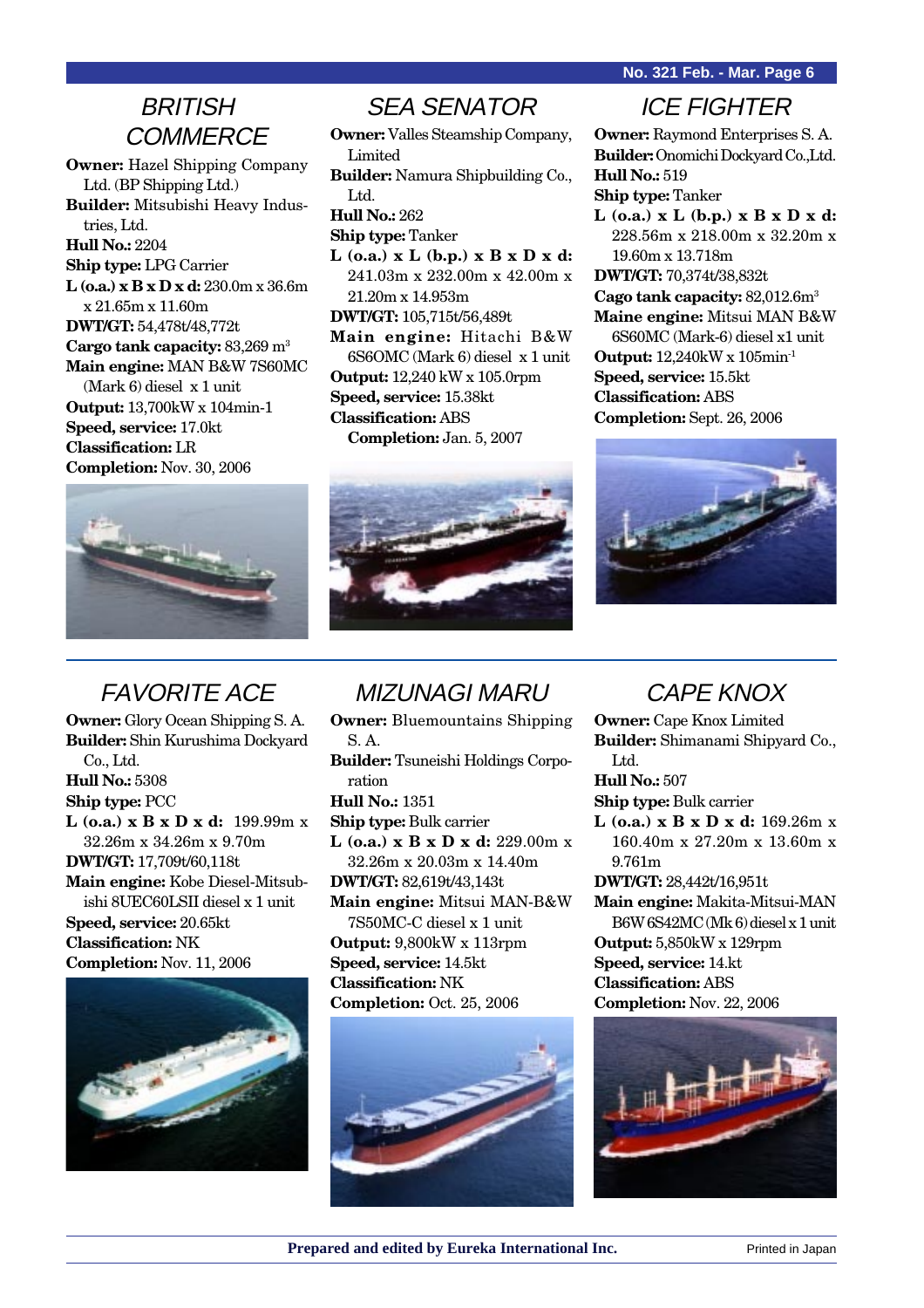## BRITISH COMMERCE

**Owner:** Hazel Shipping Company Ltd. (BP Shipping Ltd.)
**Builder:** Mitsubishi Heavy Industries, Ltd.
**Hull No.:** 2204
**Ship type:** LPG Carrier
**L (o.a.) x B x D x d:** 230.0m x 36.6m x 21.65m x 11.60m
**DWT/GT:** 54,478t/48,772t
**Cargo tank capacity:** 83,269 $m^3$
**Main engine:** MAN B&W 7S60MC (Mark 6) diesel x 1 unit
**Output:** 13,700kW x 104min-1
**Speed, service:** 17.0kt
**Classification:** LR
**Completion:** Nov. 30, 2006

## SEA SENATOR

**Owner:** Valles Steamship Company, Limited
**Builder:** Namura Shipbuilding Co., Ltd.
**Hull No.:** 262
**Ship type:** Tanker
**L (o.a.) x L (b.p.) x B x D x d:** 241.03m x 232.00m x 42.00m x 21.20m x 14.953m
**DWT/GT:** 105,715t/56,489t
**Main engine:** Hitachi B&W 6S6OMC (Mark 6) diesel x 1 unit
**Output:** 12,240 kW x 105.0rpm
**Speed, service:** 15.38kt
**Classification:** ABS
**Completion:** Jan. 5, 2007

## ICE FIGHTER

**Owner:** Raymond Enterprises S. A.
**Builder:** Onomichi Dockyard Co.,Ltd.
**Hull No.:** 519
**Ship type:** Tanker
**L (o.a.) x L (b.p.) x B x D x d:** 228.56m x 218.00m x 32.20m x 19.60m x 13.718m
**DWT/GT:** 70,374t/38,832t
**Cago tank capacity:** 82,012.6$m^3$
**Maine engine:** Mitsui MAN B&W 6S60MC (Mark-6) diesel x1 unit
**Output:** 12,240kW x 105$min^{-1}$
**Speed, service:** 15.5kt
**Classification:** ABS
**Completion:** Sept. 26, 2006

## FAVORITE ACE

**Owner:** Glory Ocean Shipping S. A.
**Builder:** Shin Kurushima Dockyard Co., Ltd.
**Hull No.:** 5308
**Ship type:** PCC
**L (o.a.) x B x D x d:** 199.99m x 32.26m x 34.26m x 9.70m
**DWT/GT:** 17,709t/60,118t
**Main engine:** Kobe Diesel-Mitsubishi 8UEC60LSII diesel x 1 unit
**Speed, service:** 20.65kt
**Classification:** NK
**Completion:** Nov. 11, 2006

## MIZUNAGI MARU

**Owner:** Bluemountains Shipping S. A.
**Builder:** Tsuneishi Holdings Corporation
**Hull No.:** 1351
**Ship type:** Bulk carrier
**L (o.a.) x B x D x d:** 229.00m x 32.26m x 20.03m x 14.40m
**DWT/GT:** 82,619t/43,143t
**Main engine:** Mitsui MAN-B&W 7S50MC-C diesel x 1 unit
**Output:** 9,800kW x 113rpm
**Speed, service:** 14.5kt
**Classification:** NK
**Completion:** Oct. 25, 2006

## CAPE KNOX

**Owner:** Cape Knox Limited
**Builder:** Shimanami Shipyard Co., Ltd.
**Hull No.:** 507
**Ship type:** Bulk carrier
**L (o.a.) x B x D x d:** 169.26m x 160.40m x 27.20m x 13.60m x 9.761m
**DWT/GT:** 28,442t/16,951t
**Main engine:** Makita-Mitsui-MAN B6W 6S42MC (Mk 6) diesel x 1 unit
**Output:** 5,850kW x 129rpm
**Speed, service:** 14.kt
**Classification:** ABS
**Completion:** Nov. 22, 2006

**Prepared and edited by Eureka International Inc.**

Printed in Japan